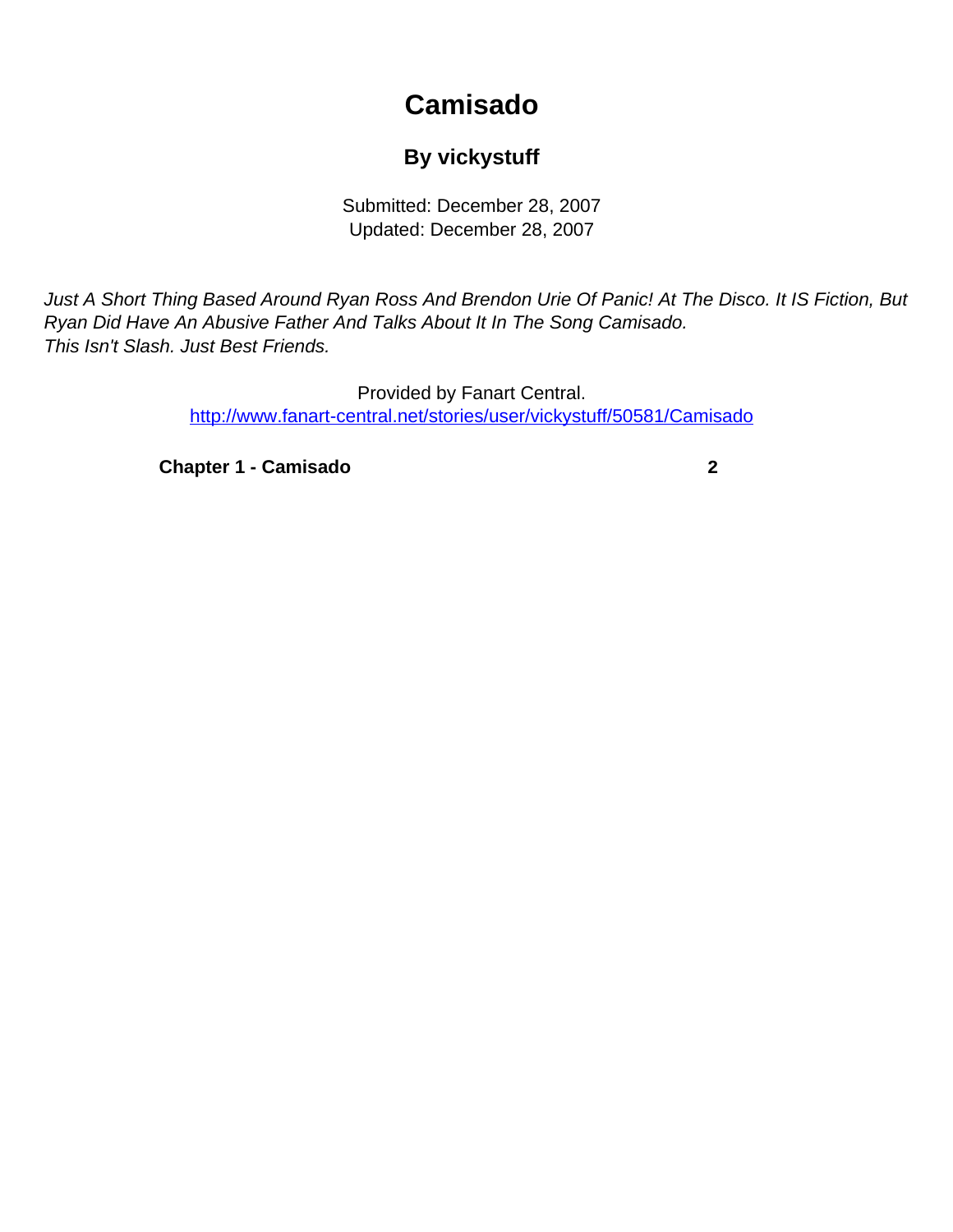# Camisado

### By vickystuff

Submitted: December 28, 2007
Updated: December 28, 2007

*Just A Short Thing Based Around Ryan Ross And Brendon Urie Of Panic! At The Disco. It IS Fiction, But Ryan Did Have An Abusive Father And Talks About It In The Song Camisado.*
*This Isn't Slash. Just Best Friends.*

Provided by Fanart Central.
http://www.fanart-central.net/stories/user/vickystuff/50581/Camisado

| | |
|---|---|
| **Chapter 1 - Camisado** | **2** |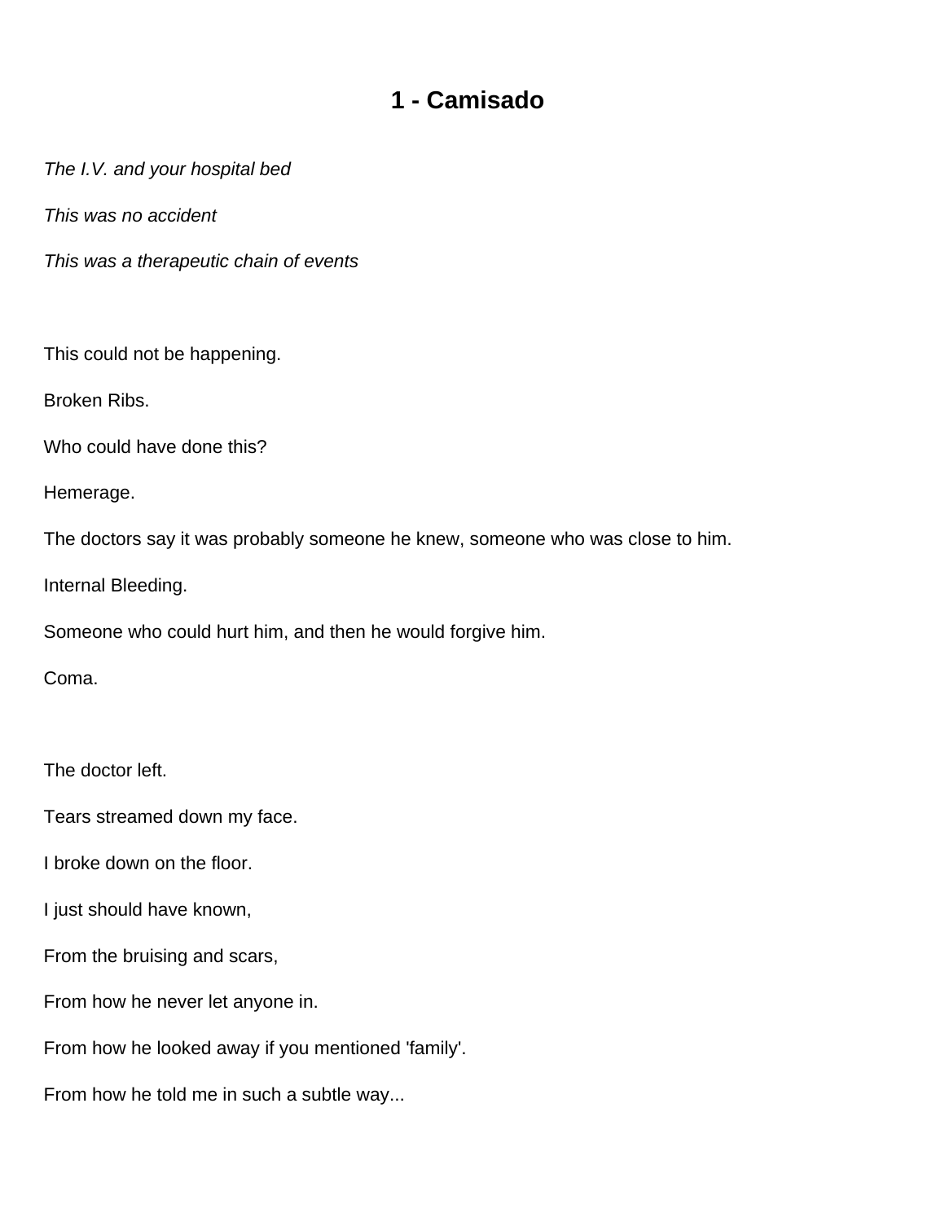# 1 - Camisado

*The I.V. and your hospital bed*

*This was no accident*

*This was a therapeutic chain of events*

This could not be happening.

Broken Ribs.

Who could have done this?

Hemerage.

The doctors say it was probably someone he knew, someone who was close to him.

Internal Bleeding.

Someone who could hurt him, and then he would forgive him.

Coma.

The doctor left.

Tears streamed down my face.

I broke down on the floor.

I just should have known,

From the bruising and scars,

From how he never let anyone in.

From how he looked away if you mentioned 'family'.

From how he told me in such a subtle way...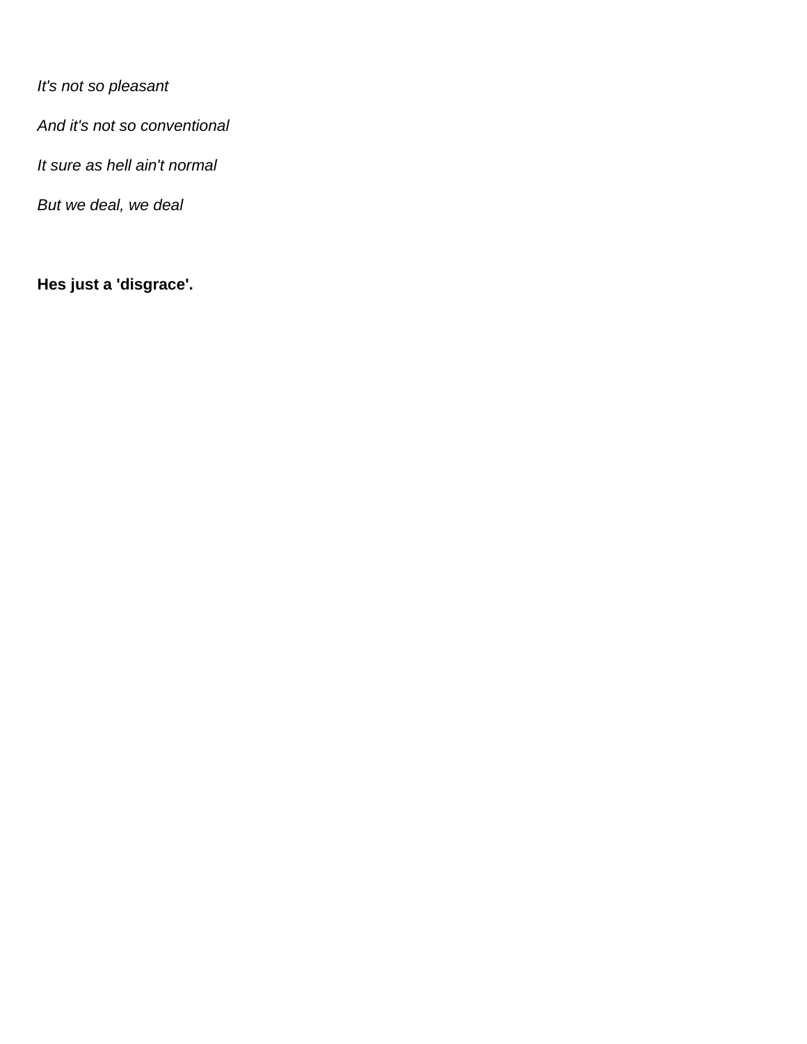*It's not so pleasant*

*And it's not so conventional*

*It sure as hell ain't normal*

*But we deal, we deal*

**Hes just a 'disgrace'.**